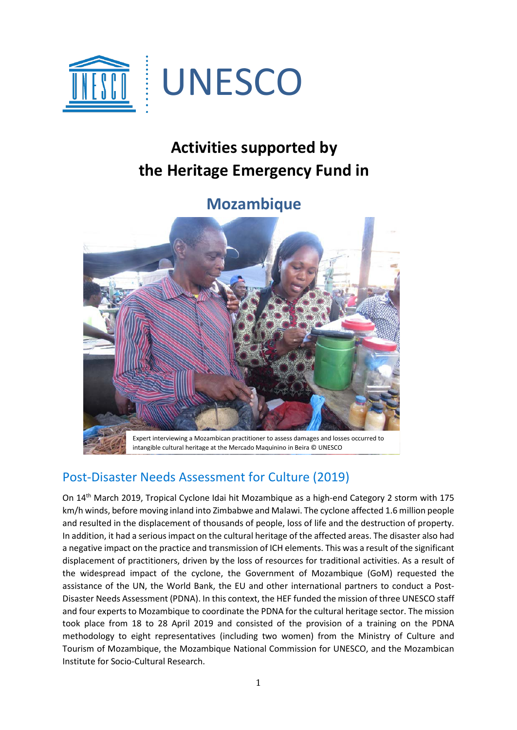UNESCO

# Activities supported by the Heritage Emergency Fund in

## Mozambique

Expert interviewing a Mozambican practitioner to assess damages and losses occurred to intangible cultural heritage at the Mercado Maquinino in Beira © UNESCO

## Post-Disaster Needs Assessment for Culture (2019)

On 14th March 2019, Tropical Cyclone Idai hit Mozambique as a high-end Category 2 storm with 175 km/h winds, before moving inland into Zimbabwe and Malawi. The cyclone affected 1.6 million people and resulted in the displacement of thousands of people, loss of life and the destruction of property. In addition, it had a serious impact on the cultural heritage of the affected areas. The disaster also had a negative impact on the practice and transmission of ICH elements. This was a result of the significant displacement of practitioners, driven by the loss of resources for traditional activities. As a result of the widespread impact of the cyclone, the Government of Mozambique (GoM) requested the assistance of the UN, the World Bank, the EU and other international partners to conduct a Post-Disaster Needs Assessment (PDNA). In this context, the HEF funded the mission of three UNESCO staff and four experts to Mozambique to coordinate the PDNA for the cultural heritage sector. The mission took place from 18 to 28 April 2019 and consisted of the provision of a training on the PDNA methodology to eight representatives (including two women) from the Ministry of Culture and Tourism of Mozambique, the Mozambique National Commission for UNESCO, and the Mozambican Institute for Socio-Cultural Research.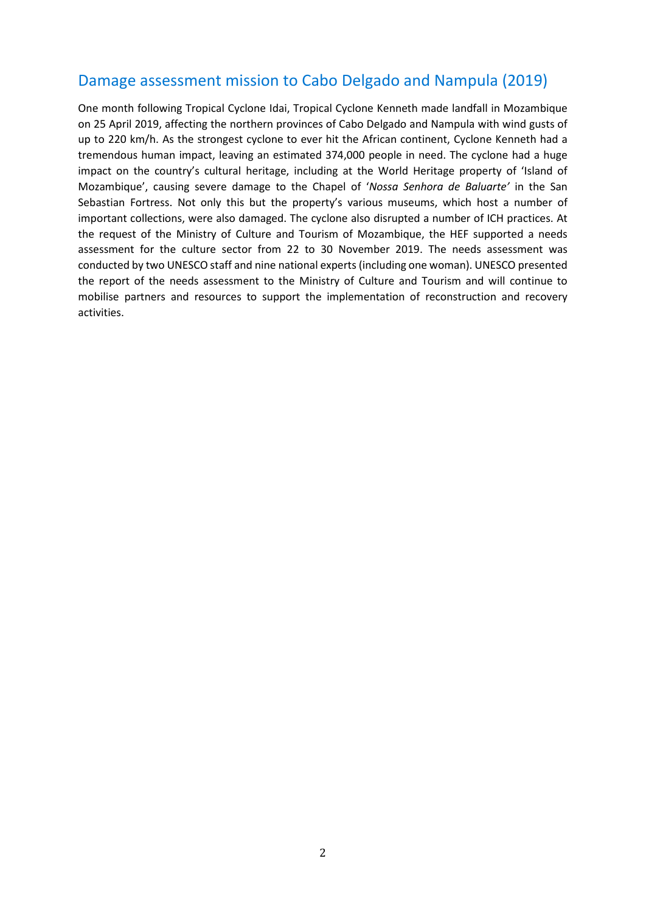## Damage assessment mission to Cabo Delgado and Nampula (2019)

One month following Tropical Cyclone Idai, Tropical Cyclone Kenneth made landfall in Mozambique on 25 April 2019, affecting the northern provinces of Cabo Delgado and Nampula with wind gusts of up to 220 km/h. As the strongest cyclone to ever hit the African continent, Cyclone Kenneth had a tremendous human impact, leaving an estimated 374,000 people in need. The cyclone had a huge impact on the country's cultural heritage, including at the World Heritage property of 'Island of Mozambique', causing severe damage to the Chapel of '*Nossa Senhora de Baluarte'* in the San Sebastian Fortress. Not only this but the property's various museums, which host a number of important collections, were also damaged. The cyclone also disrupted a number of ICH practices. At the request of the Ministry of Culture and Tourism of Mozambique, the HEF supported a needs assessment for the culture sector from 22 to 30 November 2019. The needs assessment was conducted by two UNESCO staff and nine national experts (including one woman). UNESCO presented the report of the needs assessment to the Ministry of Culture and Tourism and will continue to mobilise partners and resources to support the implementation of reconstruction and recovery activities.